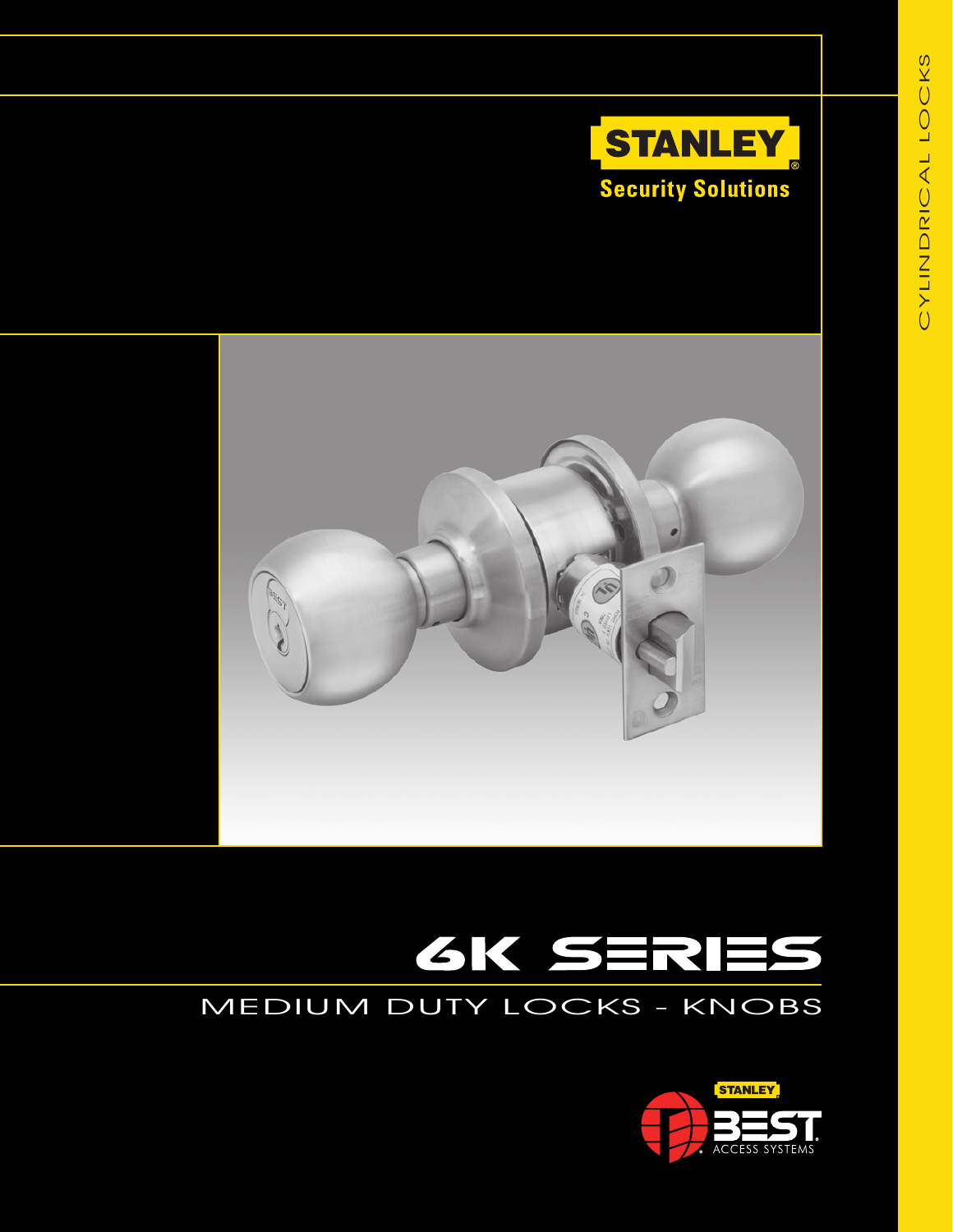CYLINDRICAL LOCKS

STANLEY

Security Solutions

# 6K SERIES

## MEDIUM DUTY LOCKS - KNOBS

STANLEY BEST ACCESS SYSTEMS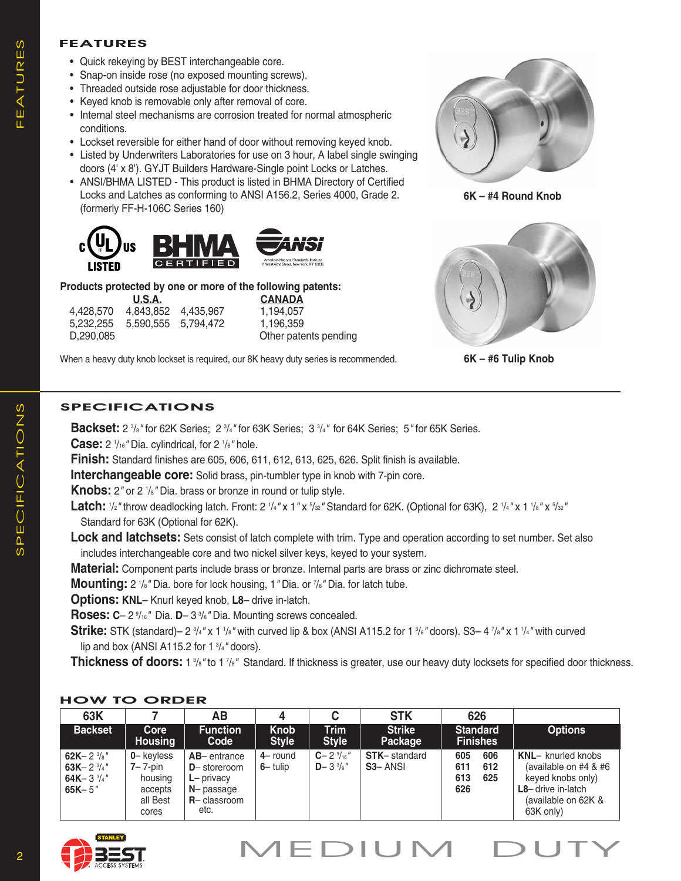## FEATURES

- Quick rekeying by BEST interchangeable core.
- Snap-on inside rose (no exposed mounting screws).
- Threaded outside rose adjustable for door thickness.
- Keyed knob is removable only after removal of core.
- Internal steel mechanisms are corrosion treated for normal atmospheric conditions.
- Lockset reversible for either hand of door without removing keyed knob.
- Listed by Underwriters Laboratories for use on 3 hour, A label single swinging doors (4' x 8'). GYJT Builders Hardware-Single point Locks or Latches.
- ANSI/BHMA LISTED - This product is listed in BHMA Directory of Certified Locks and Latches as conforming to ANSI A156.2, Series 4000, Grade 2. (formerly FF-H-106C Series 160)

c UL us LISTED — BHMA CERTIFIED — ANSI American National Standards Institute 11 West 42nd Street, New York, NY 10036

6K – #4 Round Knob

6K – #6 Tulip Knob

**Products protected by one or more of the following patents:**

| U.S.A. | | | CANADA |
|---|---|---|---|
| 4,428,570 | 4,843,852 | 4,435,967 | 1,194,057 |
| 5,232,255 | 5,590,555 | 5,794,472 | 1,196,359 |
| D,290,085 | | | Other patents pending |

When a heavy duty knob lockset is required, our 8K heavy duty series is recommended.

## SPECIFICATIONS

**Backset:** 2 3/8" for 62K Series; 2 3/4" for 63K Series; 3 3/4" for 64K Series; 5" for 65K Series.

**Case:** 2 1/16" Dia. cylindrical, for 2 1/8" hole.

**Finish:** Standard finishes are 605, 606, 611, 612, 613, 625, 626. Split finish is available.

**Interchangeable core:** Solid brass, pin-tumbler type in knob with 7-pin core.

**Knobs:** 2" or 2 1/8" Dia. brass or bronze in round or tulip style.

**Latch:** 1/2" throw deadlocking latch. Front: 2 1/4" x 1" x 5/32" Standard for 62K. (Optional for 63K), 2 1/4" x 1 1/8" x 5/32" Standard for 63K (Optional for 62K).

**Lock and latchsets:** Sets consist of latch complete with trim. Type and operation according to set number. Set also includes interchangeable core and two nickel silver keys, keyed to your system.

**Material:** Component parts include brass or bronze. Internal parts are brass or zinc dichromate steel.

**Mounting:** 2 1/8" Dia. bore for lock housing, 1" Dia. or 7/8" Dia. for latch tube.

**Options:** **KNL**– Knurl keyed knob, **L8**– drive in-latch.

**Roses:** **C**– 2 9/16" Dia. **D**– 3 3/8" Dia. Mounting screws concealed.

**Strike:** STK (standard)– 2 3/4" x 1 1/8" with curved lip & box (ANSI A115.2 for 1 3/8" doors). S3– 4 7/8" x 1 1/4" with curved lip and box (ANSI A115.2 for 1 3/4" doors).

**Thickness of doors:** 1 3/8" to 1 7/8" Standard. If thickness is greater, use our heavy duty locksets for specified door thickness.

## HOW TO ORDER

| 63K | 7 | AB | 4 | C | STK | 626 | |
|---|---|---|---|---|---|---|---|
| **Backset** | **Core Housing** | **Function Code** | **Knob Style** | **Trim Style** | **Strike Package** | **Standard Finishes** | **Options** |
| **62K**– 2 3/8"<br>**63K**– 2 3/4"<br>**64K**– 3 3/4"<br>**65K**– 5" | **0**– keyless<br>**7**– 7-pin housing accepts all Best cores | **AB**– entrance<br>**D**– storeroom<br>**L**– privacy<br>**N**– passage<br>**R**– classroom<br>etc. | **4**– round<br>**6**– tulip | **C**– 2 9/16"<br>**D**– 3 3/8" | **STK**– standard<br>**S3**– ANSI | 605 606<br>611 612<br>613 625<br>626 | **KNL**– knurled knobs (available on #4 & #6 keyed knobs only)<br>**L8**– drive in-latch (available on 62K & 63K only) |

STANLEY BEST ACCESS SYSTEMS

MEDIUM DUTY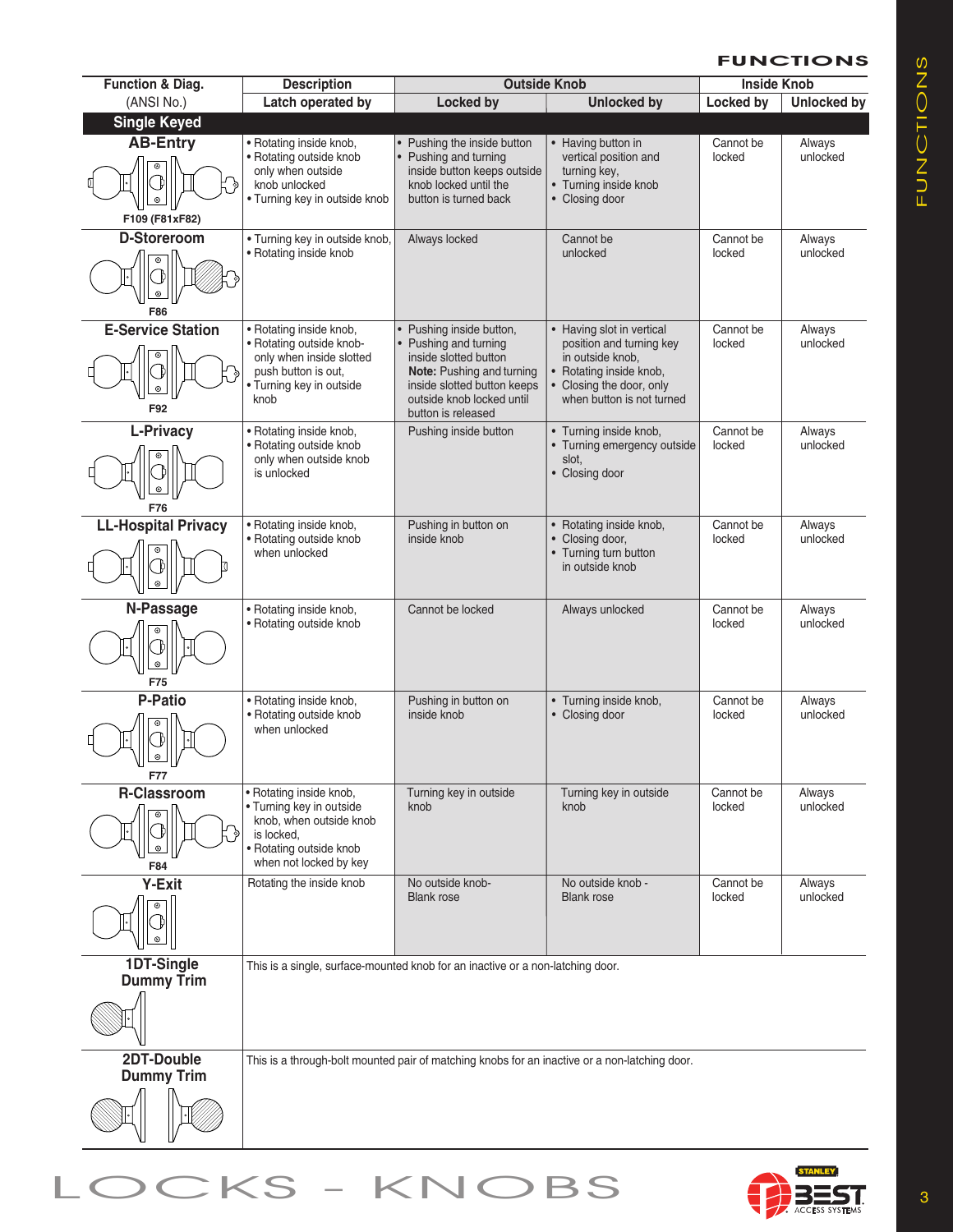# FUNCTIONS

| Function & Diag. (ANSI No.) | Description | Outside Knob | | Inside Knob | |
|---|---|---|---|---|---|
| | Latch operated by | Locked by | Unlocked by | Locked by | Unlocked by |
| **Single Keyed** | | | | | |
| **AB-Entry** F109 (F81xF82) | • Rotating inside knob, • Rotating outside knob only when outside knob unlocked • Turning key in outside knob | • Pushing the inside button • Pushing and turning inside button keeps outside knob locked until the button is turned back | • Having button in vertical position and turning key, • Turning inside knob • Closing door | Cannot be locked | Always unlocked |
| **D-Storeroom** F86 | • Turning key in outside knob, • Rotating inside knob | Always locked | Cannot be unlocked | Cannot be locked | Always unlocked |
| **E-Service Station** F92 | • Rotating inside knob, • Rotating outside knob- only when inside slotted push button is out, • Turning key in outside knob | • Pushing inside button, • Pushing and turning inside slotted button **Note:** Pushing and turning inside slotted button keeps outside knob locked until button is released | • Having slot in vertical position and turning key in outside knob, • Rotating inside knob, • Closing the door, only when button is not turned | Cannot be locked | Always unlocked |
| **L-Privacy** F76 | • Rotating inside knob, • Rotating outside knob only when outside knob is unlocked | Pushing inside button | • Turning inside knob, • Turning emergency outside slot, • Closing door | Cannot be locked | Always unlocked |
| **LL-Hospital Privacy** | • Rotating inside knob, • Rotating outside knob when unlocked | Pushing in button on inside knob | • Rotating inside knob, • Closing door, • Turning turn button in outside knob | Cannot be locked | Always unlocked |
| **N-Passage** F75 | • Rotating inside knob, • Rotating outside knob | Cannot be locked | Always unlocked | Cannot be locked | Always unlocked |
| **P-Patio** F77 | • Rotating inside knob, • Rotating outside knob when unlocked | Pushing in button on inside knob | • Turning inside knob, • Closing door | Cannot be locked | Always unlocked |
| **R-Classroom** F84 | • Rotating inside knob, • Turning key in outside knob, when outside knob is locked, • Rotating outside knob when not locked by key | Turning key in outside knob | Turning key in outside knob | Cannot be locked | Always unlocked |
| **Y-Exit** | Rotating the inside knob | No outside knob- Blank rose | No outside knob - Blank rose | Cannot be locked | Always unlocked |
| **1DT-Single Dummy Trim** | This is a single, surface-mounted knob for an inactive or a non-latching door. | | | | |
| **2DT-Double Dummy Trim** | This is a through-bolt mounted pair of matching knobs for an inactive or a non-latching door. | | | | |

LOCKS - KNOBS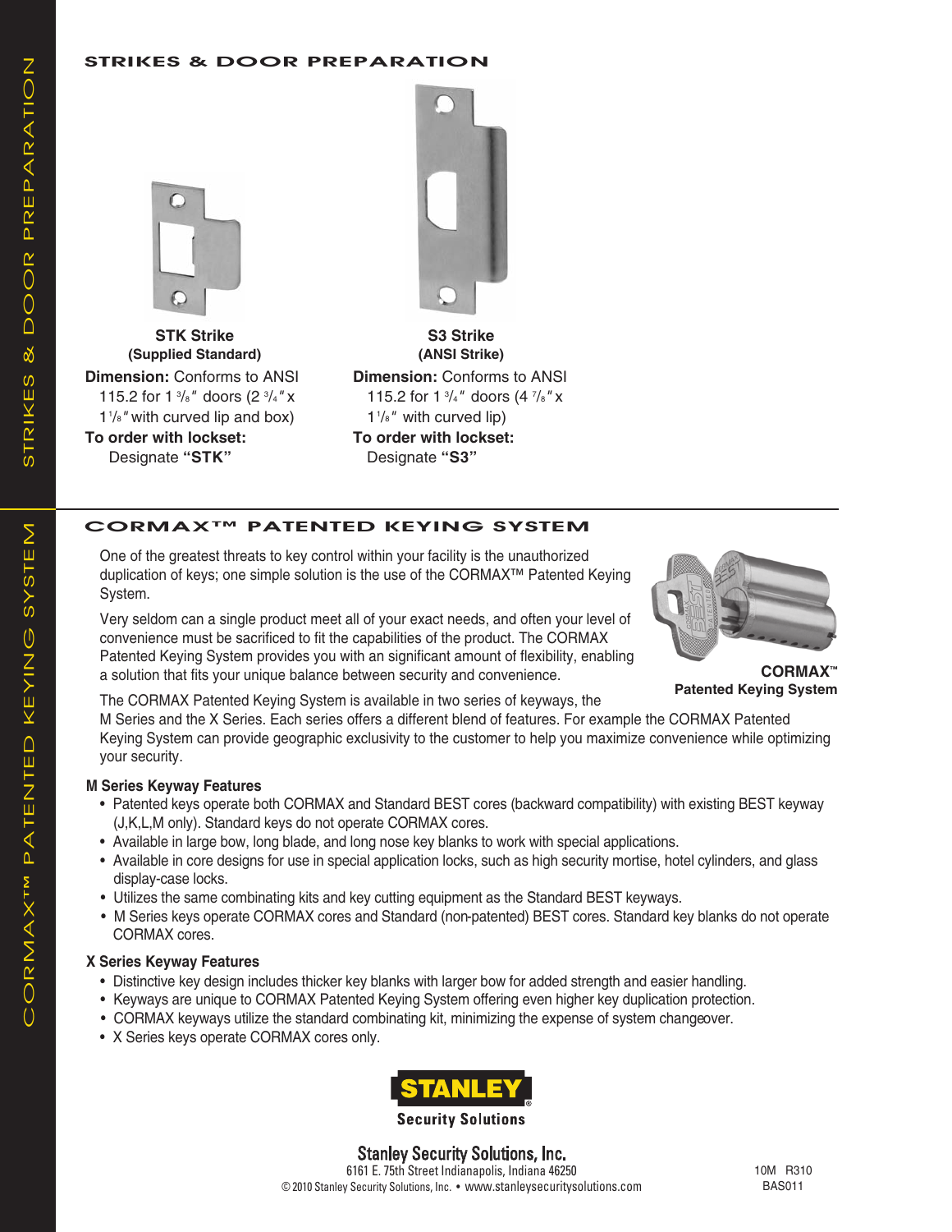## STRIKES & DOOR PREPARATION

**STK Strike**
**(Supplied Standard)**

**Dimension:** Conforms to ANSI 115.2 for 1 3/8" doors (2 3/4" x 1 1/8" with curved lip and box)

**To order with lockset:**
Designate **"STK"**

**S3 Strike**
**(ANSI Strike)**

**Dimension:** Conforms to ANSI 115.2 for 1 3/4" doors (4 7/8" x 1 1/8" with curved lip)

**To order with lockset:**
Designate **"S3"**

## CORMAX™ PATENTED KEYING SYSTEM

One of the greatest threats to key control within your facility is the unauthorized duplication of keys; one simple solution is the use of the CORMAX™ Patented Keying System.

Very seldom can a single product meet all of your exact needs, and often your level of convenience must be sacrificed to fit the capabilities of the product. The CORMAX Patented Keying System provides you with an significant amount of flexibility, enabling a solution that fits your unique balance between security and convenience.

**CORMAX™**
**Patented Keying System**

The CORMAX Patented Keying System is available in two series of keyways, the M Series and the X Series. Each series offers a different blend of features. For example the CORMAX Patented Keying System can provide geographic exclusivity to the customer to help you maximize convenience while optimizing your security.

### M Series Keyway Features

- Patented keys operate both CORMAX and Standard BEST cores (backward compatibility) with existing BEST keyway (J,K,L,M only). Standard keys do not operate CORMAX cores.
- Available in large bow, long blade, and long nose key blanks to work with special applications.
- Available in core designs for use in special application locks, such as high security mortise, hotel cylinders, and glass display-case locks.
- Utilizes the same combinating kits and key cutting equipment as the Standard BEST keyways.
- M Series keys operate CORMAX cores and Standard (non-patented) BEST cores. Standard key blanks do not operate CORMAX cores.

### X Series Keyway Features

- Distinctive key design includes thicker key blanks with larger bow for added strength and easier handling.
- Keyways are unique to CORMAX Patented Keying System offering even higher key duplication protection.
- CORMAX keyways utilize the standard combinating kit, minimizing the expense of system changeover.
- X Series keys operate CORMAX cores only.

STANLEY®
Security Solutions

Stanley Security Solutions, Inc.
6161 E. 75th Street Indianapolis, Indiana 46250
© 2010 Stanley Security Solutions, Inc. • www.stanleysecuritysolutions.com

10M R310
BAS011